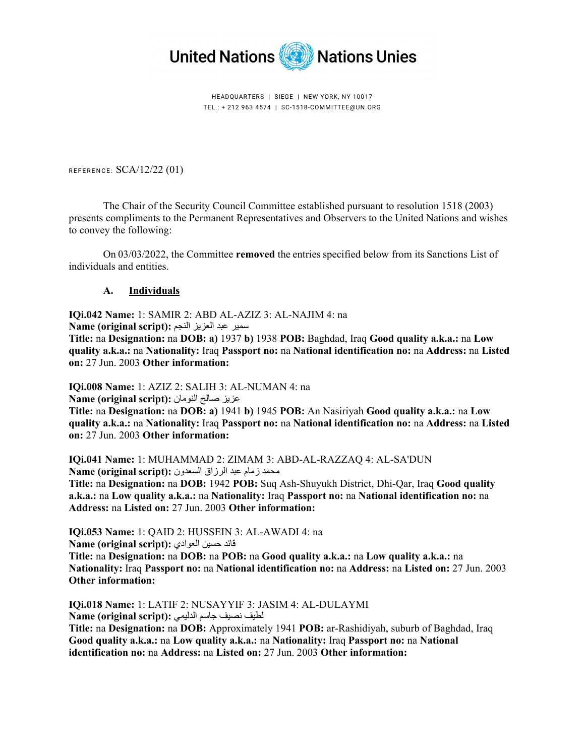United Nations Nations Unies

HEADQUARTERS | SIEGE | NEW YORK, NY 10017
TEL.: + 212 963 4574 | SC-1518-COMMITTEE@UN.ORG

REFERENCE: SCA/12/22 (01)

The Chair of the Security Council Committee established pursuant to resolution 1518 (2003) presents compliments to the Permanent Representatives and Observers to the United Nations and wishes to convey the following:

On 03/03/2022, the Committee **removed** the entries specified below from its Sanctions List of individuals and entities.

**A. Individuals**

**IQi.042 Name:** 1: SAMIR 2: ABD AL-AZIZ 3: AL-NAJIM 4: na
**Name (original script):** سمير عبد العزيز النجم
**Title:** na **Designation:** na **DOB: a)** 1937 **b)** 1938 **POB:** Baghdad, Iraq **Good quality a.k.a.:** na **Low quality a.k.a.:** na **Nationality:** Iraq **Passport no:** na **National identification no:** na **Address:** na **Listed on:** 27 Jun. 2003 **Other information:**

**IQi.008 Name:** 1: AZIZ 2: SALIH 3: AL-NUMAN 4: na
**Name (original script):** عزيز صالح النومان
**Title:** na **Designation:** na **DOB: a)** 1941 **b)** 1945 **POB:** An Nasiriyah **Good quality a.k.a.:** na **Low quality a.k.a.:** na **Nationality:** Iraq **Passport no:** na **National identification no:** na **Address:** na **Listed on:** 27 Jun. 2003 **Other information:**

**IQi.041 Name:** 1: MUHAMMAD 2: ZIMAM 3: ABD-AL-RAZZAQ 4: AL-SA'DUN
**Name (original script):** محمد زمام عبد الرزاق السعدون
**Title:** na **Designation:** na **DOB:** 1942 **POB:** Suq Ash-Shuyukh District, Dhi-Qar, Iraq **Good quality a.k.a.:** na **Low quality a.k.a.:** na **Nationality:** Iraq **Passport no:** na **National identification no:** na **Address:** na **Listed on:** 27 Jun. 2003 **Other information:**

**IQi.053 Name:** 1: QAID 2: HUSSEIN 3: AL-AWADI 4: na
**Name (original script):** قائد حسين العوادي
**Title:** na **Designation:** na **DOB:** na **POB:** na **Good quality a.k.a.:** na **Low quality a.k.a.:** na **Nationality:** Iraq **Passport no:** na **National identification no:** na **Address:** na **Listed on:** 27 Jun. 2003 **Other information:**

**IQi.018 Name:** 1: LATIF 2: NUSAYYIF 3: JASIM 4: AL-DULAYMI
**Name (original script):** لطيف نصيف جاسم الدليمي
**Title:** na **Designation:** na **DOB:** Approximately 1941 **POB:** ar-Rashidiyah, suburb of Baghdad, Iraq **Good quality a.k.a.:** na **Low quality a.k.a.:** na **Nationality:** Iraq **Passport no:** na **National identification no:** na **Address:** na **Listed on:** 27 Jun. 2003 **Other information:**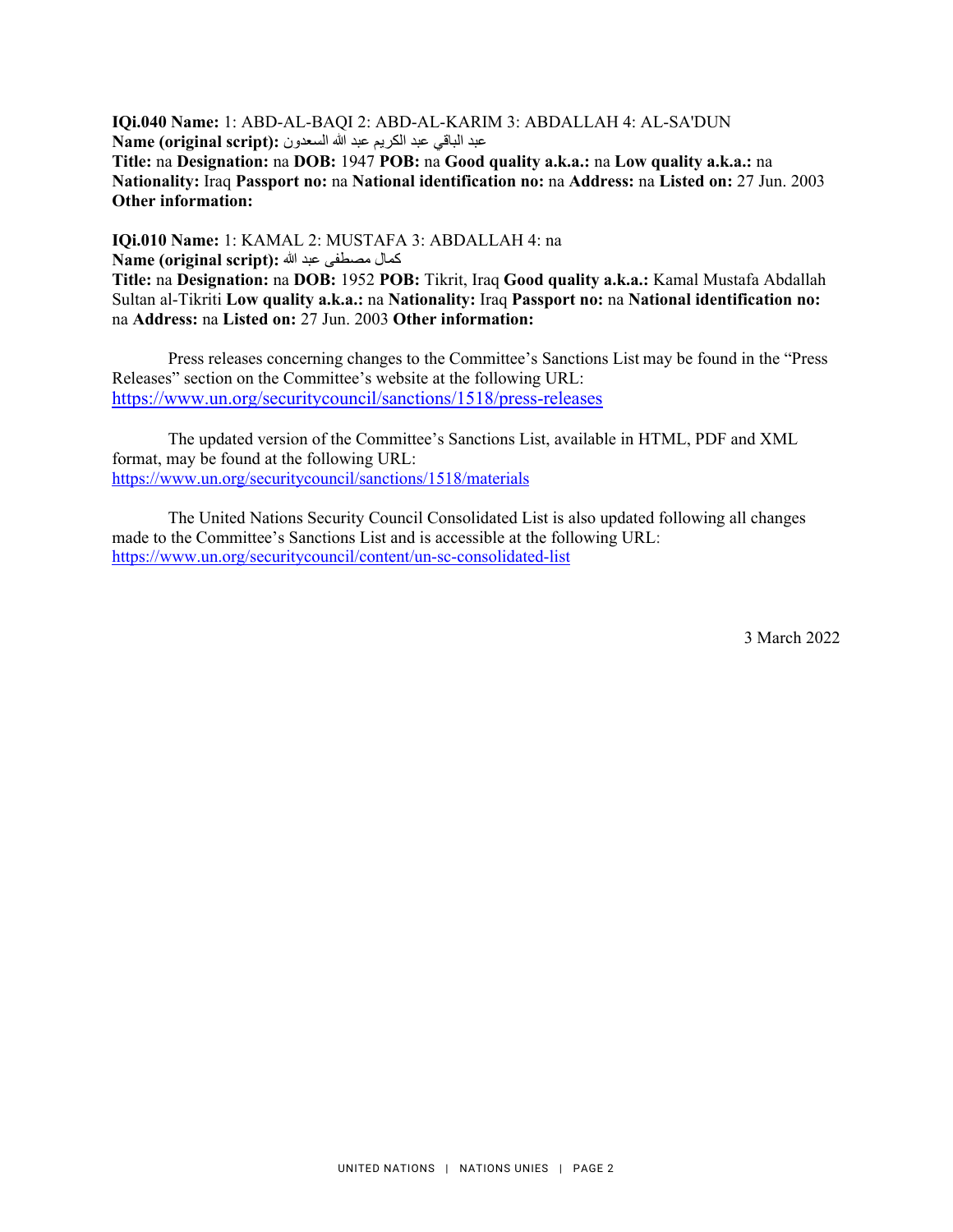**IQi.040 Name:** 1: ABD-AL-BAQI 2: ABD-AL-KARIM 3: ABDALLAH 4: AL-SA'DUN
**Name (original script):** عبد الباقي عبد الكريم عبد الله السعدون
**Title:** na **Designation:** na **DOB:** 1947 **POB:** na **Good quality a.k.a.:** na **Low quality a.k.a.:** na **Nationality:** Iraq **Passport no:** na **National identification no:** na **Address:** na **Listed on:** 27 Jun. 2003 **Other information:**

**IQi.010 Name:** 1: KAMAL 2: MUSTAFA 3: ABDALLAH 4: na
**Name (original script):** كمال مصطفى عبد الله
**Title:** na **Designation:** na **DOB:** 1952 **POB:** Tikrit, Iraq **Good quality a.k.a.:** Kamal Mustafa Abdallah Sultan al-Tikriti **Low quality a.k.a.:** na **Nationality:** Iraq **Passport no:** na **National identification no:** na **Address:** na **Listed on:** 27 Jun. 2003 **Other information:**

Press releases concerning changes to the Committee's Sanctions List may be found in the "Press Releases" section on the Committee's website at the following URL: https://www.un.org/securitycouncil/sanctions/1518/press-releases

The updated version of the Committee's Sanctions List, available in HTML, PDF and XML format, may be found at the following URL: https://www.un.org/securitycouncil/sanctions/1518/materials

The United Nations Security Council Consolidated List is also updated following all changes made to the Committee's Sanctions List and is accessible at the following URL: https://www.un.org/securitycouncil/content/un-sc-consolidated-list

3 March 2022